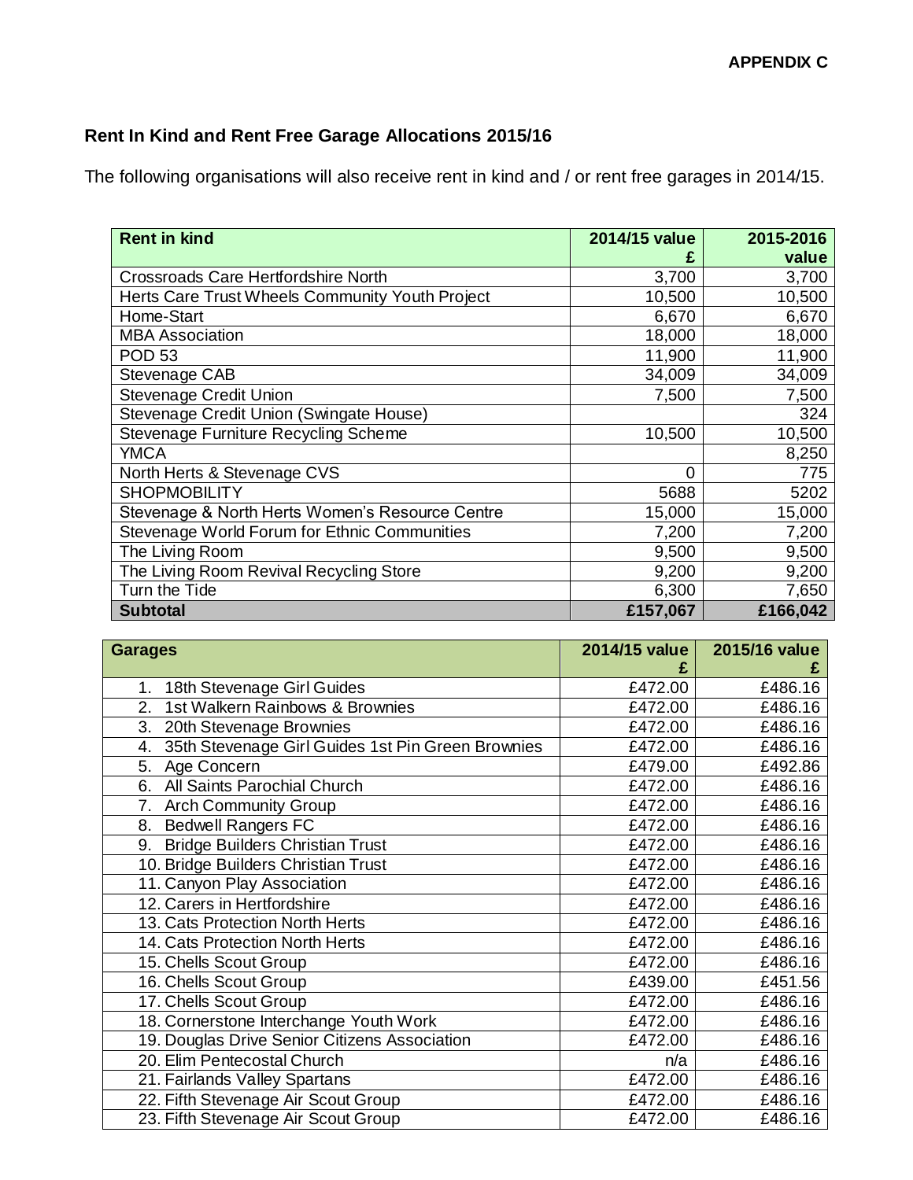**APPENDIX C**

## Rent In Kind and Rent Free Garage Allocations 2015/16

The following organisations will also receive rent in kind and / or rent free garages in 2014/15.

| Rent in kind | 2014/15 value £ | 2015-2016 value |
|---|---|---|
| Crossroads Care Hertfordshire North | 3,700 | 3,700 |
| Herts Care Trust Wheels Community Youth Project | 10,500 | 10,500 |
| Home-Start | 6,670 | 6,670 |
| MBA Association | 18,000 | 18,000 |
| POD 53 | 11,900 | 11,900 |
| Stevenage CAB | 34,009 | 34,009 |
| Stevenage Credit Union | 7,500 | 7,500 |
| Stevenage Credit Union (Swingate House) | | 324 |
| Stevenage Furniture Recycling Scheme | 10,500 | 10,500 |
| YMCA | | 8,250 |
| North Herts & Stevenage CVS | 0 | 775 |
| SHOPMOBILITY | 5688 | 5202 |
| Stevenage & North Herts Women's Resource Centre | 15,000 | 15,000 |
| Stevenage World Forum for Ethnic Communities | 7,200 | 7,200 |
| The Living Room | 9,500 | 9,500 |
| The Living Room Revival Recycling Store | 9,200 | 9,200 |
| Turn the Tide | 6,300 | 7,650 |
| **Subtotal** | **£157,067** | **£166,042** |

| Garages | 2014/15 value £ | 2015/16 value £ |
|---|---|---|
| 1. 18th Stevenage Girl Guides | £472.00 | £486.16 |
| 2. 1st Walkern Rainbows & Brownies | £472.00 | £486.16 |
| 3. 20th Stevenage Brownies | £472.00 | £486.16 |
| 4. 35th Stevenage Girl Guides 1st Pin Green Brownies | £472.00 | £486.16 |
| 5. Age Concern | £479.00 | £492.86 |
| 6. All Saints Parochial Church | £472.00 | £486.16 |
| 7. Arch Community Group | £472.00 | £486.16 |
| 8. Bedwell Rangers FC | £472.00 | £486.16 |
| 9. Bridge Builders Christian Trust | £472.00 | £486.16 |
| 10. Bridge Builders Christian Trust | £472.00 | £486.16 |
| 11. Canyon Play Association | £472.00 | £486.16 |
| 12. Carers in Hertfordshire | £472.00 | £486.16 |
| 13. Cats Protection North Herts | £472.00 | £486.16 |
| 14. Cats Protection North Herts | £472.00 | £486.16 |
| 15. Chells Scout Group | £472.00 | £486.16 |
| 16. Chells Scout Group | £439.00 | £451.56 |
| 17. Chells Scout Group | £472.00 | £486.16 |
| 18. Cornerstone Interchange Youth Work | £472.00 | £486.16 |
| 19. Douglas Drive Senior Citizens Association | £472.00 | £486.16 |
| 20. Elim Pentecostal Church | n/a | £486.16 |
| 21. Fairlands Valley Spartans | £472.00 | £486.16 |
| 22. Fifth Stevenage Air Scout Group | £472.00 | £486.16 |
| 23. Fifth Stevenage Air Scout Group | £472.00 | £486.16 |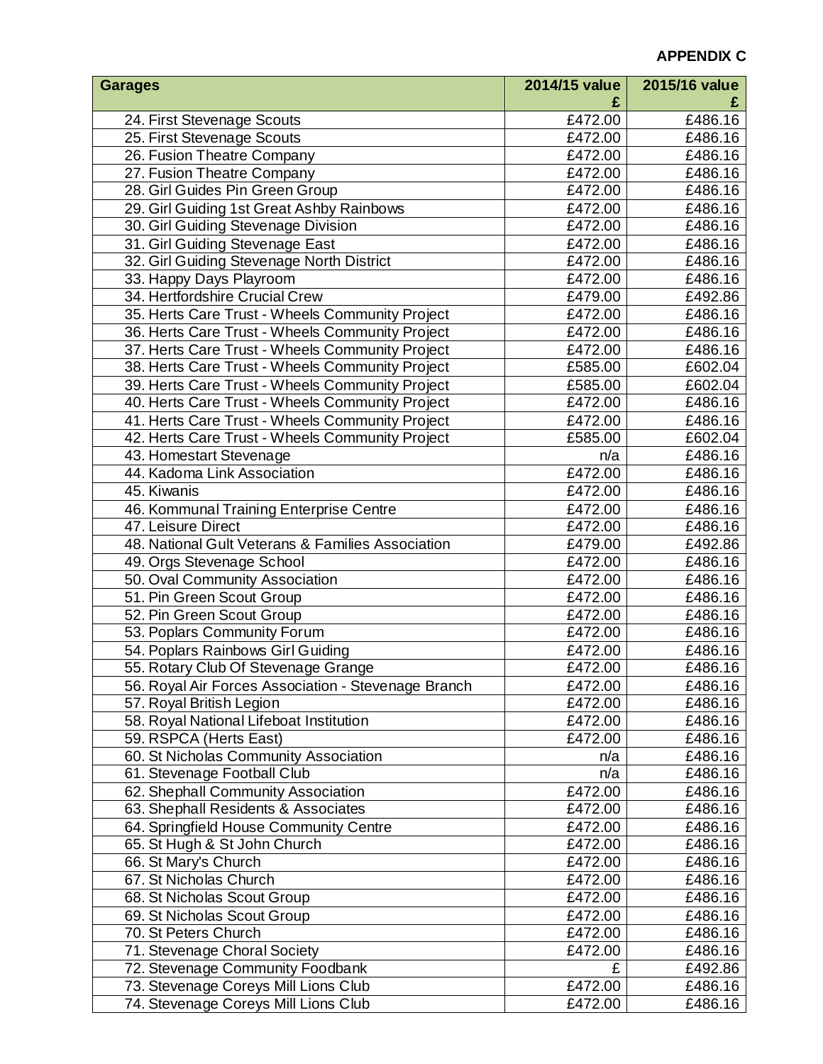**APPENDIX C**

| Garages | 2014/15 value £ | 2015/16 value £ |
|---|---|---|
| 24. First Stevenage Scouts | £472.00 | £486.16 |
| 25. First Stevenage Scouts | £472.00 | £486.16 |
| 26. Fusion Theatre Company | £472.00 | £486.16 |
| 27. Fusion Theatre Company | £472.00 | £486.16 |
| 28. Girl Guides Pin Green Group | £472.00 | £486.16 |
| 29. Girl Guiding 1st Great Ashby Rainbows | £472.00 | £486.16 |
| 30. Girl Guiding Stevenage Division | £472.00 | £486.16 |
| 31. Girl Guiding Stevenage East | £472.00 | £486.16 |
| 32. Girl Guiding Stevenage North District | £472.00 | £486.16 |
| 33. Happy Days Playroom | £472.00 | £486.16 |
| 34. Hertfordshire Crucial Crew | £479.00 | £492.86 |
| 35. Herts Care Trust - Wheels Community Project | £472.00 | £486.16 |
| 36. Herts Care Trust - Wheels Community Project | £472.00 | £486.16 |
| 37. Herts Care Trust - Wheels Community Project | £472.00 | £486.16 |
| 38. Herts Care Trust - Wheels Community Project | £585.00 | £602.04 |
| 39. Herts Care Trust - Wheels Community Project | £585.00 | £602.04 |
| 40. Herts Care Trust - Wheels Community Project | £472.00 | £486.16 |
| 41. Herts Care Trust - Wheels Community Project | £472.00 | £486.16 |
| 42. Herts Care Trust - Wheels Community Project | £585.00 | £602.04 |
| 43. Homestart Stevenage | n/a | £486.16 |
| 44. Kadoma Link Association | £472.00 | £486.16 |
| 45. Kiwanis | £472.00 | £486.16 |
| 46. Kommunal Training Enterprise Centre | £472.00 | £486.16 |
| 47. Leisure Direct | £472.00 | £486.16 |
| 48. National Gult Veterans & Families Association | £479.00 | £492.86 |
| 49. Orgs Stevenage School | £472.00 | £486.16 |
| 50. Oval Community Association | £472.00 | £486.16 |
| 51. Pin Green Scout Group | £472.00 | £486.16 |
| 52. Pin Green Scout Group | £472.00 | £486.16 |
| 53. Poplars Community Forum | £472.00 | £486.16 |
| 54. Poplars Rainbows Girl Guiding | £472.00 | £486.16 |
| 55. Rotary Club Of Stevenage Grange | £472.00 | £486.16 |
| 56. Royal Air Forces Association - Stevenage Branch | £472.00 | £486.16 |
| 57. Royal British Legion | £472.00 | £486.16 |
| 58. Royal National Lifeboat Institution | £472.00 | £486.16 |
| 59. RSPCA (Herts East) | £472.00 | £486.16 |
| 60. St Nicholas Community Association | n/a | £486.16 |
| 61. Stevenage Football Club | n/a | £486.16 |
| 62. Shephall Community Association | £472.00 | £486.16 |
| 63. Shephall Residents & Associates | £472.00 | £486.16 |
| 64. Springfield House Community Centre | £472.00 | £486.16 |
| 65. St Hugh & St John Church | £472.00 | £486.16 |
| 66. St Mary's Church | £472.00 | £486.16 |
| 67. St Nicholas Church | £472.00 | £486.16 |
| 68. St Nicholas Scout Group | £472.00 | £486.16 |
| 69. St Nicholas Scout Group | £472.00 | £486.16 |
| 70. St Peters Church | £472.00 | £486.16 |
| 71. Stevenage Choral Society | £472.00 | £486.16 |
| 72. Stevenage Community Foodbank | £ | £492.86 |
| 73. Stevenage Coreys Mill Lions Club | £472.00 | £486.16 |
| 74. Stevenage Coreys Mill Lions Club | £472.00 | £486.16 |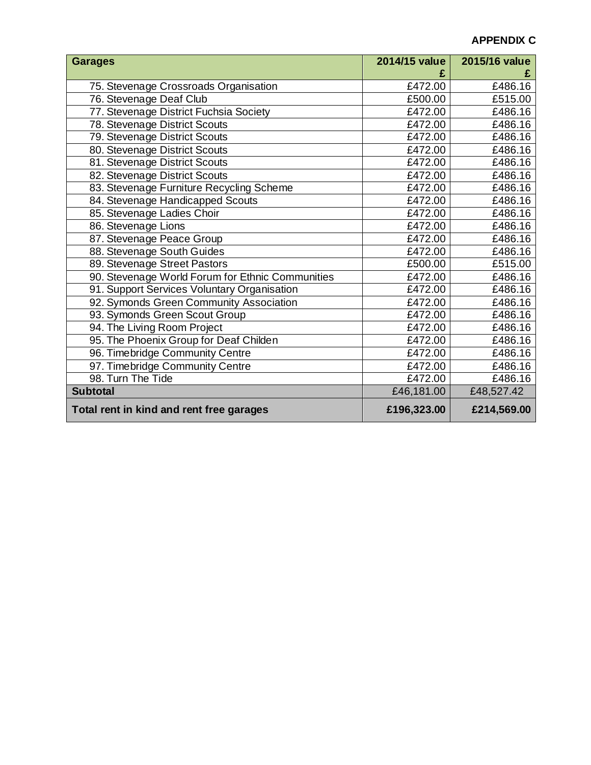**APPENDIX C**

| Garages | 2014/15 value £ | 2015/16 value £ |
|---|---|---|
| 75. Stevenage Crossroads Organisation | £472.00 | £486.16 |
| 76. Stevenage Deaf Club | £500.00 | £515.00 |
| 77. Stevenage District Fuchsia Society | £472.00 | £486.16 |
| 78. Stevenage District Scouts | £472.00 | £486.16 |
| 79. Stevenage District Scouts | £472.00 | £486.16 |
| 80. Stevenage District Scouts | £472.00 | £486.16 |
| 81. Stevenage District Scouts | £472.00 | £486.16 |
| 82. Stevenage District Scouts | £472.00 | £486.16 |
| 83. Stevenage Furniture Recycling Scheme | £472.00 | £486.16 |
| 84. Stevenage Handicapped Scouts | £472.00 | £486.16 |
| 85. Stevenage Ladies Choir | £472.00 | £486.16 |
| 86. Stevenage Lions | £472.00 | £486.16 |
| 87. Stevenage Peace Group | £472.00 | £486.16 |
| 88. Stevenage South Guides | £472.00 | £486.16 |
| 89. Stevenage Street Pastors | £500.00 | £515.00 |
| 90. Stevenage World Forum for Ethnic Communities | £472.00 | £486.16 |
| 91. Support Services Voluntary Organisation | £472.00 | £486.16 |
| 92. Symonds Green Community Association | £472.00 | £486.16 |
| 93. Symonds Green Scout Group | £472.00 | £486.16 |
| 94. The Living Room Project | £472.00 | £486.16 |
| 95. The Phoenix Group for Deaf Childen | £472.00 | £486.16 |
| 96. Timebridge Community Centre | £472.00 | £486.16 |
| 97. Timebridge Community Centre | £472.00 | £486.16 |
| 98. Turn The Tide | £472.00 | £486.16 |
| **Subtotal** | £46,181.00 | £48,527.42 |
| **Total rent in kind and rent free garages** | **£196,323.00** | **£214,569.00** |